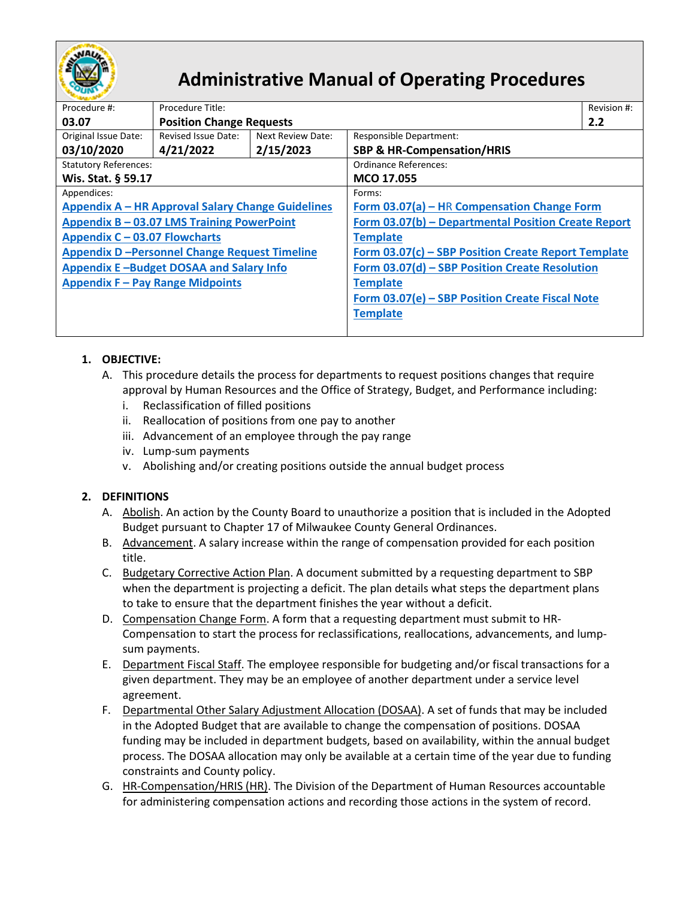# Administrative Manual of Operating Procedures

| Procedure #: | Procedure Title: | | | Revision #: |
|---|---|---|---|---|
| **03.07** | **Position Change Requests** | | | **2.2** |
| Original Issue Date: **03/10/2020** | Revised Issue Date: **4/21/2022** | Next Review Date: **2/15/2023** | Responsible Department: **SBP & HR-Compensation/HRIS** | |
| Statutory References: **Wis. Stat. § 59.17** | | | Ordinance References: **MCO 17.055** | |
| Appendices: **Appendix A – HR Approval Salary Change Guidelines**; **Appendix B – 03.07 LMS Training PowerPoint**; **Appendix C – 03.07 Flowcharts**; **Appendix D –Personnel Change Request Timeline**; **Appendix E –Budget DOSAA and Salary Info**; **Appendix F – Pay Range Midpoints** | | | Forms: **Form 03.07(a) – HR Compensation Change Form**; **Form 03.07(b) – Departmental Position Create Report Template**; **Form 03.07(c) – SBP Position Create Report Template**; **Form 03.07(d) – SBP Position Create Resolution Template**; **Form 03.07(e) – SBP Position Create Fiscal Note Template** | |

## 1. OBJECTIVE:

A. This procedure details the process for departments to request positions changes that require approval by Human Resources and the Office of Strategy, Budget, and Performance including:

i. Reclassification of filled positions

ii. Reallocation of positions from one pay to another

iii. Advancement of an employee through the pay range

iv. Lump-sum payments

v. Abolishing and/or creating positions outside the annual budget process

## 2. DEFINITIONS

A. Abolish. An action by the County Board to unauthorize a position that is included in the Adopted Budget pursuant to Chapter 17 of Milwaukee County General Ordinances.

B. Advancement. A salary increase within the range of compensation provided for each position title.

C. Budgetary Corrective Action Plan. A document submitted by a requesting department to SBP when the department is projecting a deficit. The plan details what steps the department plans to take to ensure that the department finishes the year without a deficit.

D. Compensation Change Form. A form that a requesting department must submit to HR-Compensation to start the process for reclassifications, reallocations, advancements, and lump-sum payments.

E. Department Fiscal Staff. The employee responsible for budgeting and/or fiscal transactions for a given department. They may be an employee of another department under a service level agreement.

F. Departmental Other Salary Adjustment Allocation (DOSAA). A set of funds that may be included in the Adopted Budget that are available to change the compensation of positions. DOSAA funding may be included in department budgets, based on availability, within the annual budget process. The DOSAA allocation may only be available at a certain time of the year due to funding constraints and County policy.

G. HR-Compensation/HRIS (HR). The Division of the Department of Human Resources accountable for administering compensation actions and recording those actions in the system of record.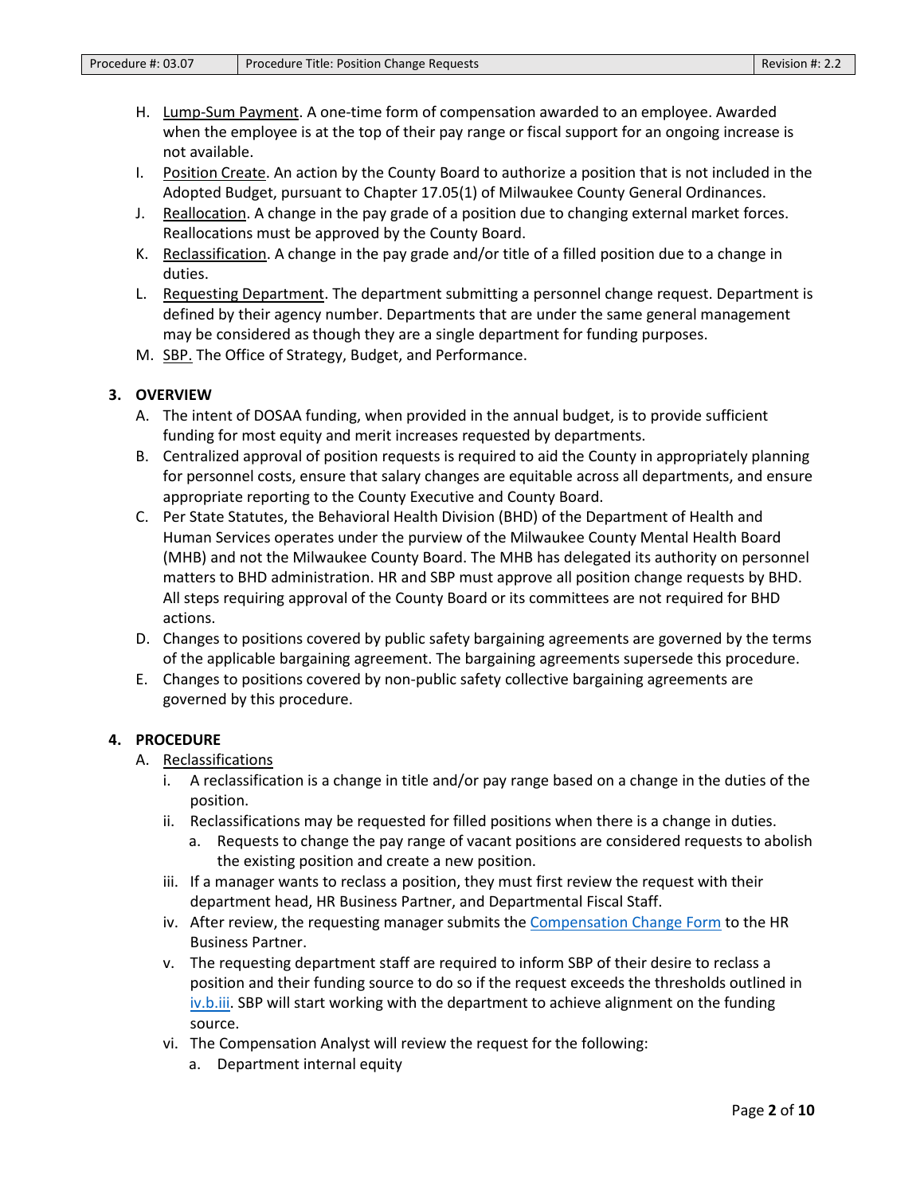H. Lump-Sum Payment. A one-time form of compensation awarded to an employee. Awarded when the employee is at the top of their pay range or fiscal support for an ongoing increase is not available.

I. Position Create. An action by the County Board to authorize a position that is not included in the Adopted Budget, pursuant to Chapter 17.05(1) of Milwaukee County General Ordinances.

J. Reallocation. A change in the pay grade of a position due to changing external market forces. Reallocations must be approved by the County Board.

K. Reclassification. A change in the pay grade and/or title of a filled position due to a change in duties.

L. Requesting Department. The department submitting a personnel change request. Department is defined by their agency number. Departments that are under the same general management may be considered as though they are a single department for funding purposes.

M. SBP. The Office of Strategy, Budget, and Performance.

## 3. OVERVIEW

A. The intent of DOSAA funding, when provided in the annual budget, is to provide sufficient funding for most equity and merit increases requested by departments.

B. Centralized approval of position requests is required to aid the County in appropriately planning for personnel costs, ensure that salary changes are equitable across all departments, and ensure appropriate reporting to the County Executive and County Board.

C. Per State Statutes, the Behavioral Health Division (BHD) of the Department of Health and Human Services operates under the purview of the Milwaukee County Mental Health Board (MHB) and not the Milwaukee County Board. The MHB has delegated its authority on personnel matters to BHD administration. HR and SBP must approve all position change requests by BHD. All steps requiring approval of the County Board or its committees are not required for BHD actions.

D. Changes to positions covered by public safety bargaining agreements are governed by the terms of the applicable bargaining agreement. The bargaining agreements supersede this procedure.

E. Changes to positions covered by non-public safety collective bargaining agreements are governed by this procedure.

## 4. PROCEDURE

A. Reclassifications

i. A reclassification is a change in title and/or pay range based on a change in the duties of the position.

ii. Reclassifications may be requested for filled positions when there is a change in duties.

   a. Requests to change the pay range of vacant positions are considered requests to abolish the existing position and create a new position.

iii. If a manager wants to reclass a position, they must first review the request with their department head, HR Business Partner, and Departmental Fiscal Staff.

iv. After review, the requesting manager submits the Compensation Change Form to the HR Business Partner.

v. The requesting department staff are required to inform SBP of their desire to reclass a position and their funding source to do so if the request exceeds the thresholds outlined in iv.b.iii. SBP will start working with the department to achieve alignment on the funding source.

vi. The Compensation Analyst will review the request for the following:

   a. Department internal equity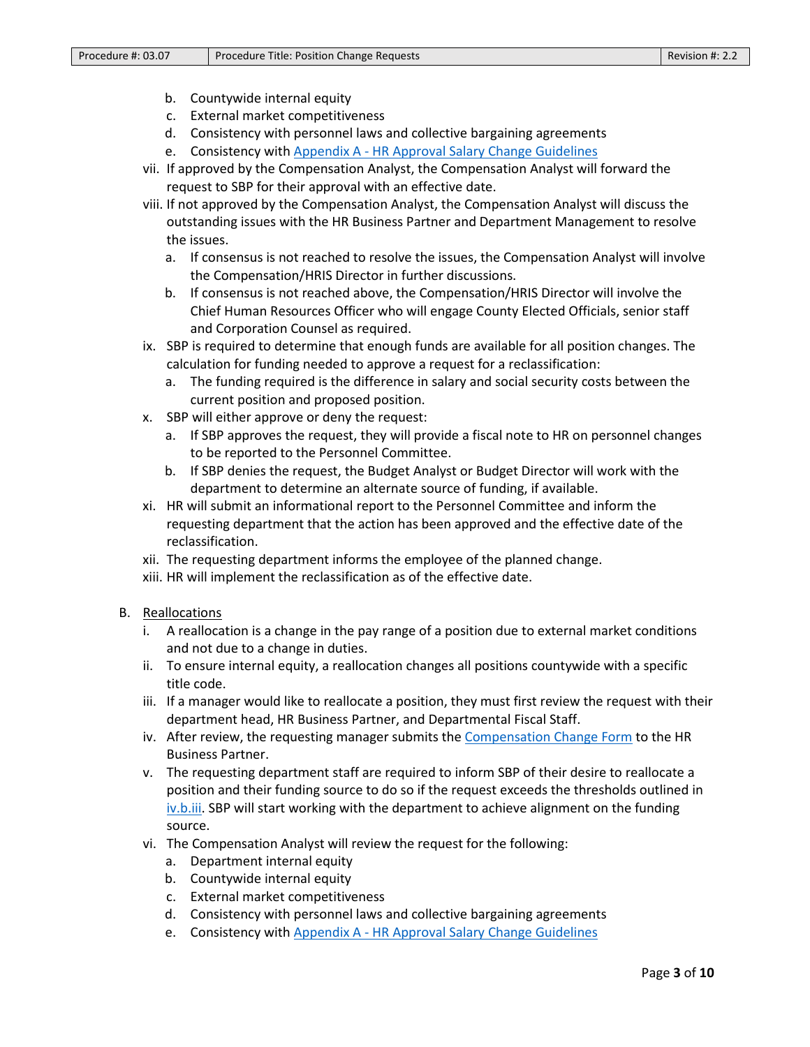b. Countywide internal equity
   c. External market competitiveness
   d. Consistency with personnel laws and collective bargaining agreements
   e. Consistency with [Appendix A - HR Approval Salary Change Guidelines]

vii. If approved by the Compensation Analyst, the Compensation Analyst will forward the request to SBP for their approval with an effective date.

viii. If not approved by the Compensation Analyst, the Compensation Analyst will discuss the outstanding issues with the HR Business Partner and Department Management to resolve the issues.
   a. If consensus is not reached to resolve the issues, the Compensation Analyst will involve the Compensation/HRIS Director in further discussions.
   b. If consensus is not reached above, the Compensation/HRIS Director will involve the Chief Human Resources Officer who will engage County Elected Officials, senior staff and Corporation Counsel as required.

ix. SBP is required to determine that enough funds are available for all position changes. The calculation for funding needed to approve a request for a reclassification:
   a. The funding required is the difference in salary and social security costs between the current position and proposed position.

x. SBP will either approve or deny the request:
   a. If SBP approves the request, they will provide a fiscal note to HR on personnel changes to be reported to the Personnel Committee.
   b. If SBP denies the request, the Budget Analyst or Budget Director will work with the department to determine an alternate source of funding, if available.

xi. HR will submit an informational report to the Personnel Committee and inform the requesting department that the action has been approved and the effective date of the reclassification.

xii. The requesting department informs the employee of the planned change.

xiii. HR will implement the reclassification as of the effective date.

B. <u>Reallocations</u>

i. A reallocation is a change in the pay range of a position due to external market conditions and not due to a change in duties.

ii. To ensure internal equity, a reallocation changes all positions countywide with a specific title code.

iii. If a manager would like to reallocate a position, they must first review the request with their department head, HR Business Partner, and Departmental Fiscal Staff.

iv. After review, the requesting manager submits the [Compensation Change Form] to the HR Business Partner.

v. The requesting department staff are required to inform SBP of their desire to reallocate a position and their funding source to do so if the request exceeds the thresholds outlined in [iv.b.iii]. SBP will start working with the department to achieve alignment on the funding source.

vi. The Compensation Analyst will review the request for the following:
   a. Department internal equity
   b. Countywide internal equity
   c. External market competitiveness
   d. Consistency with personnel laws and collective bargaining agreements
   e. Consistency with [Appendix A - HR Approval Salary Change Guidelines]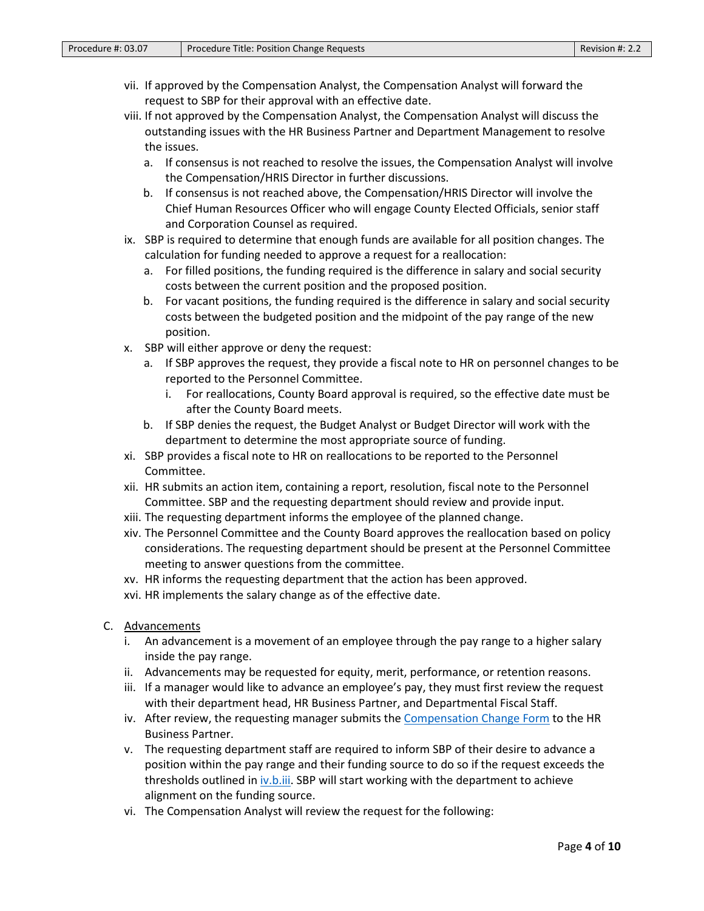vii. If approved by the Compensation Analyst, the Compensation Analyst will forward the request to SBP for their approval with an effective date.

viii. If not approved by the Compensation Analyst, the Compensation Analyst will discuss the outstanding issues with the HR Business Partner and Department Management to resolve the issues.

   a. If consensus is not reached to resolve the issues, the Compensation Analyst will involve the Compensation/HRIS Director in further discussions.

   b. If consensus is not reached above, the Compensation/HRIS Director will involve the Chief Human Resources Officer who will engage County Elected Officials, senior staff and Corporation Counsel as required.

ix. SBP is required to determine that enough funds are available for all position changes. The calculation for funding needed to approve a request for a reallocation:

   a. For filled positions, the funding required is the difference in salary and social security costs between the current position and the proposed position.

   b. For vacant positions, the funding required is the difference in salary and social security costs between the budgeted position and the midpoint of the pay range of the new position.

x. SBP will either approve or deny the request:

   a. If SBP approves the request, they provide a fiscal note to HR on personnel changes to be reported to the Personnel Committee.

      i. For reallocations, County Board approval is required, so the effective date must be after the County Board meets.

   b. If SBP denies the request, the Budget Analyst or Budget Director will work with the department to determine the most appropriate source of funding.

xi. SBP provides a fiscal note to HR on reallocations to be reported to the Personnel Committee.

xii. HR submits an action item, containing a report, resolution, fiscal note to the Personnel Committee. SBP and the requesting department should review and provide input.

xiii. The requesting department informs the employee of the planned change.

xiv. The Personnel Committee and the County Board approves the reallocation based on policy considerations. The requesting department should be present at the Personnel Committee meeting to answer questions from the committee.

xv. HR informs the requesting department that the action has been approved.

xvi. HR implements the salary change as of the effective date.

C. <u>Advancements</u>

   i. An advancement is a movement of an employee through the pay range to a higher salary inside the pay range.

   ii. Advancements may be requested for equity, merit, performance, or retention reasons.

   iii. If a manager would like to advance an employee's pay, they must first review the request with their department head, HR Business Partner, and Departmental Fiscal Staff.

   iv. After review, the requesting manager submits the Compensation Change Form to the HR Business Partner.

   v. The requesting department staff are required to inform SBP of their desire to advance a position within the pay range and their funding source to do so if the request exceeds the thresholds outlined in iv.b.iii. SBP will start working with the department to achieve alignment on the funding source.

   vi. The Compensation Analyst will review the request for the following: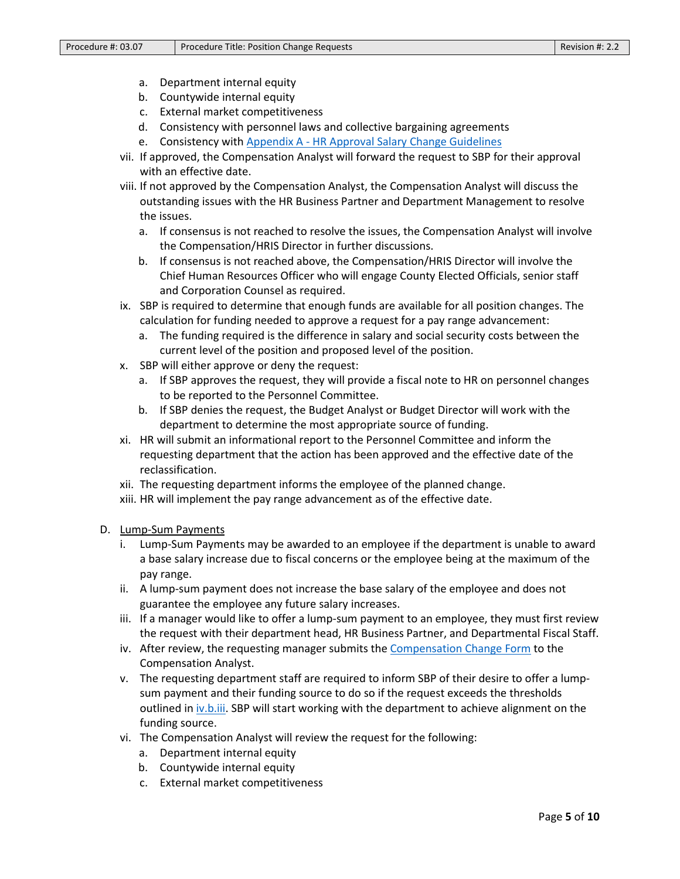a. Department internal equity
   b. Countywide internal equity
   c. External market competitiveness
   d. Consistency with personnel laws and collective bargaining agreements
   e. Consistency with [Appendix A - HR Approval Salary Change Guidelines]()

vii. If approved, the Compensation Analyst will forward the request to SBP for their approval with an effective date.

viii. If not approved by the Compensation Analyst, the Compensation Analyst will discuss the outstanding issues with the HR Business Partner and Department Management to resolve the issues.
   a. If consensus is not reached to resolve the issues, the Compensation Analyst will involve the Compensation/HRIS Director in further discussions.
   b. If consensus is not reached above, the Compensation/HRIS Director will involve the Chief Human Resources Officer who will engage County Elected Officials, senior staff and Corporation Counsel as required.

ix. SBP is required to determine that enough funds are available for all position changes. The calculation for funding needed to approve a request for a pay range advancement:
   a. The funding required is the difference in salary and social security costs between the current level of the position and proposed level of the position.

x. SBP will either approve or deny the request:
   a. If SBP approves the request, they will provide a fiscal note to HR on personnel changes to be reported to the Personnel Committee.
   b. If SBP denies the request, the Budget Analyst or Budget Director will work with the department to determine the most appropriate source of funding.

xi. HR will submit an informational report to the Personnel Committee and inform the requesting department that the action has been approved and the effective date of the reclassification.

xii. The requesting department informs the employee of the planned change.

xiii. HR will implement the pay range advancement as of the effective date.

D. Lump-Sum Payments

i. Lump-Sum Payments may be awarded to an employee if the department is unable to award a base salary increase due to fiscal concerns or the employee being at the maximum of the pay range.

ii. A lump-sum payment does not increase the base salary of the employee and does not guarantee the employee any future salary increases.

iii. If a manager would like to offer a lump-sum payment to an employee, they must first review the request with their department head, HR Business Partner, and Departmental Fiscal Staff.

iv. After review, the requesting manager submits the [Compensation Change Form]() to the Compensation Analyst.

v. The requesting department staff are required to inform SBP of their desire to offer a lump-sum payment and their funding source to do so if the request exceeds the thresholds outlined in [iv.b.iii](). SBP will start working with the department to achieve alignment on the funding source.

vi. The Compensation Analyst will review the request for the following:
   a. Department internal equity
   b. Countywide internal equity
   c. External market competitiveness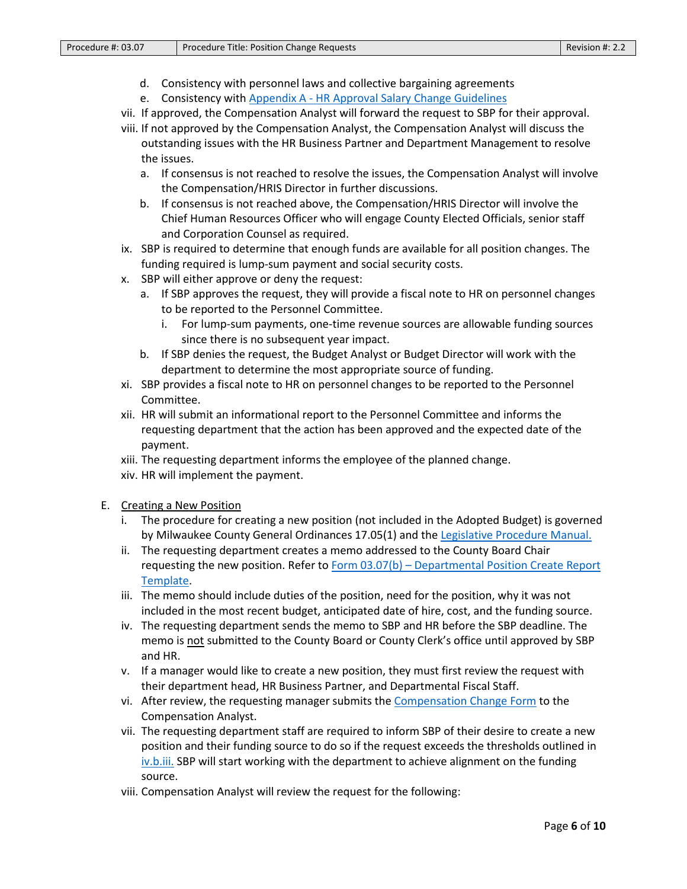d. Consistency with personnel laws and collective bargaining agreements
e. Consistency with [Appendix A - HR Approval Salary Change Guidelines]

vii. If approved, the Compensation Analyst will forward the request to SBP for their approval.

viii. If not approved by the Compensation Analyst, the Compensation Analyst will discuss the outstanding issues with the HR Business Partner and Department Management to resolve the issues.
   a. If consensus is not reached to resolve the issues, the Compensation Analyst will involve the Compensation/HRIS Director in further discussions.
   b. If consensus is not reached above, the Compensation/HRIS Director will involve the Chief Human Resources Officer who will engage County Elected Officials, senior staff and Corporation Counsel as required.

ix. SBP is required to determine that enough funds are available for all position changes. The funding required is lump-sum payment and social security costs.

x. SBP will either approve or deny the request:
   a. If SBP approves the request, they will provide a fiscal note to HR on personnel changes to be reported to the Personnel Committee.
      i. For lump-sum payments, one-time revenue sources are allowable funding sources since there is no subsequent year impact.
   b. If SBP denies the request, the Budget Analyst or Budget Director will work with the department to determine the most appropriate source of funding.

xi. SBP provides a fiscal note to HR on personnel changes to be reported to the Personnel Committee.

xii. HR will submit an informational report to the Personnel Committee and informs the requesting department that the action has been approved and the expected date of the payment.

xiii. The requesting department informs the employee of the planned change.

xiv. HR will implement the payment.

E. <u>Creating a New Position</u>

i. The procedure for creating a new position (not included in the Adopted Budget) is governed by Milwaukee County General Ordinances 17.05(1) and the [Legislative Procedure Manual.]

ii. The requesting department creates a memo addressed to the County Board Chair requesting the new position. Refer to [Form 03.07(b) – Departmental Position Create Report Template].

iii. The memo should include duties of the position, need for the position, why it was not included in the most recent budget, anticipated date of hire, cost, and the funding source.

iv. The requesting department sends the memo to SBP and HR before the SBP deadline. The memo is <u>not</u> submitted to the County Board or County Clerk's office until approved by SBP and HR.

v. If a manager would like to create a new position, they must first review the request with their department head, HR Business Partner, and Departmental Fiscal Staff.

vi. After review, the requesting manager submits the [Compensation Change Form] to the Compensation Analyst.

vii. The requesting department staff are required to inform SBP of their desire to create a new position and their funding source to do so if the request exceeds the thresholds outlined in [iv.b.iii.] SBP will start working with the department to achieve alignment on the funding source.

viii. Compensation Analyst will review the request for the following: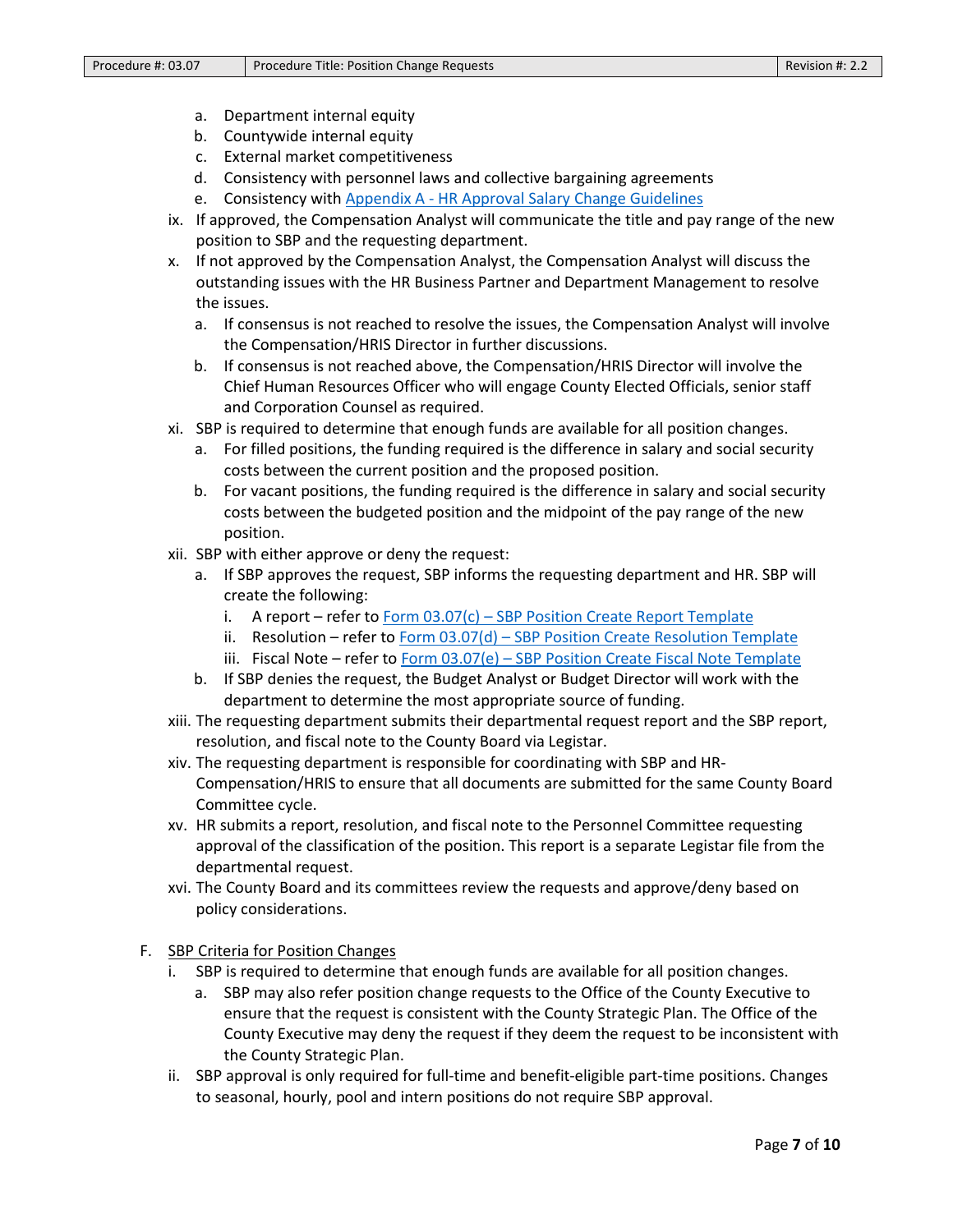a. Department internal equity
b. Countywide internal equity
c. External market competitiveness
d. Consistency with personnel laws and collective bargaining agreements
e. Consistency with [Appendix A - HR Approval Salary Change Guidelines]

ix. If approved, the Compensation Analyst will communicate the title and pay range of the new position to SBP and the requesting department.

x. If not approved by the Compensation Analyst, the Compensation Analyst will discuss the outstanding issues with the HR Business Partner and Department Management to resolve the issues.
   a. If consensus is not reached to resolve the issues, the Compensation Analyst will involve the Compensation/HRIS Director in further discussions.
   b. If consensus is not reached above, the Compensation/HRIS Director will involve the Chief Human Resources Officer who will engage County Elected Officials, senior staff and Corporation Counsel as required.

xi. SBP is required to determine that enough funds are available for all position changes.
   a. For filled positions, the funding required is the difference in salary and social security costs between the current position and the proposed position.
   b. For vacant positions, the funding required is the difference in salary and social security costs between the budgeted position and the midpoint of the pay range of the new position.

xii. SBP with either approve or deny the request:
   a. If SBP approves the request, SBP informs the requesting department and HR. SBP will create the following:
      i. A report – refer to [Form 03.07(c) – SBP Position Create Report Template]
      ii. Resolution – refer to [Form 03.07(d) – SBP Position Create Resolution Template]
      iii. Fiscal Note – refer to [Form 03.07(e) – SBP Position Create Fiscal Note Template]
   b. If SBP denies the request, the Budget Analyst or Budget Director will work with the department to determine the most appropriate source of funding.

xiii. The requesting department submits their departmental request report and the SBP report, resolution, and fiscal note to the County Board via Legistar.

xiv. The requesting department is responsible for coordinating with SBP and HR-Compensation/HRIS to ensure that all documents are submitted for the same County Board Committee cycle.

xv. HR submits a report, resolution, and fiscal note to the Personnel Committee requesting approval of the classification of the position. This report is a separate Legistar file from the departmental request.

xvi. The County Board and its committees review the requests and approve/deny based on policy considerations.

F. <u>SBP Criteria for Position Changes</u>

i. SBP is required to determine that enough funds are available for all position changes.
   a. SBP may also refer position change requests to the Office of the County Executive to ensure that the request is consistent with the County Strategic Plan. The Office of the County Executive may deny the request if they deem the request to be inconsistent with the County Strategic Plan.

ii. SBP approval is only required for full-time and benefit-eligible part-time positions. Changes to seasonal, hourly, pool and intern positions do not require SBP approval.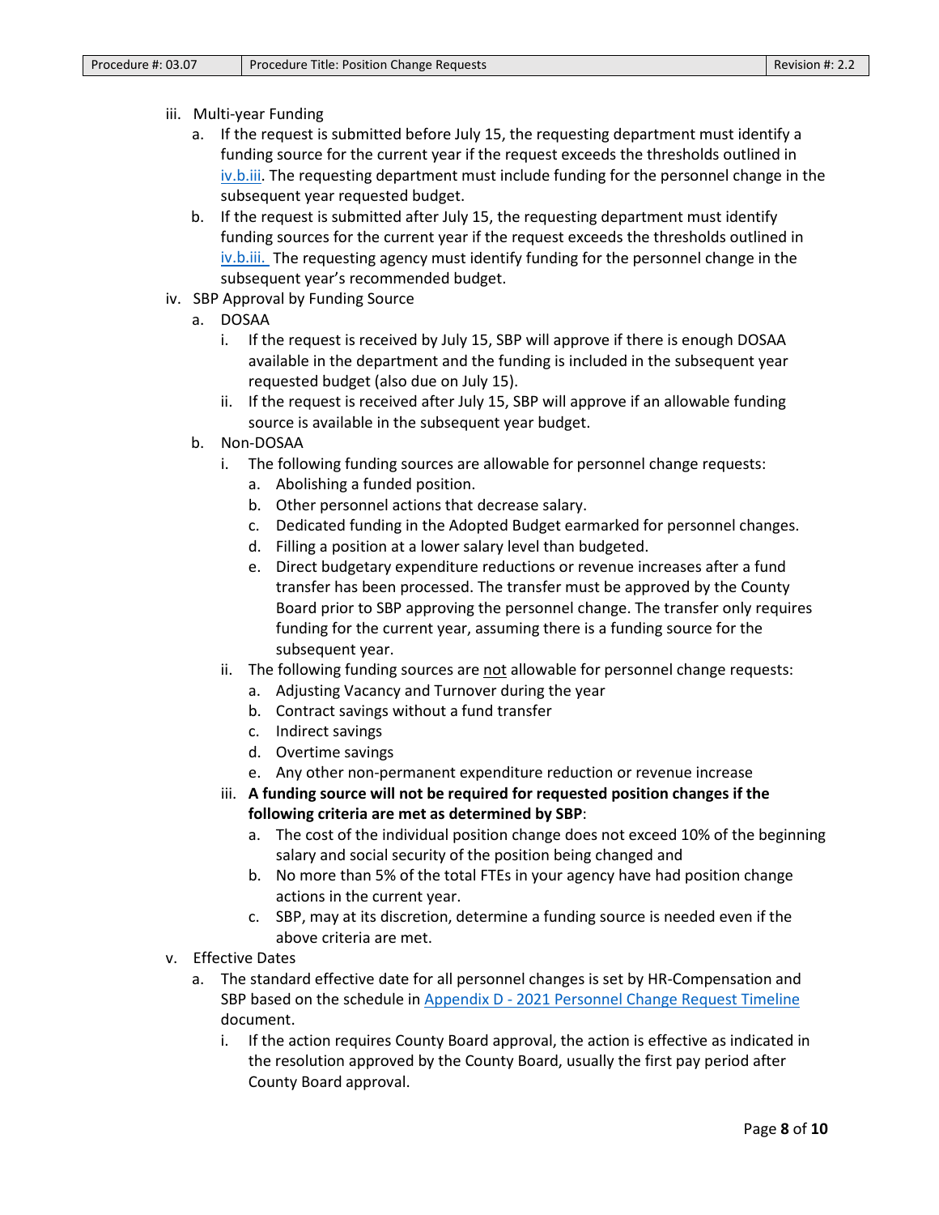iii. Multi-year Funding

   a. If the request is submitted before July 15, the requesting department must identify a funding source for the current year if the request exceeds the thresholds outlined in iv.b.iii. The requesting department must include funding for the personnel change in the subsequent year requested budget.

   b. If the request is submitted after July 15, the requesting department must identify funding sources for the current year if the request exceeds the thresholds outlined in iv.b.iii. The requesting agency must identify funding for the personnel change in the subsequent year's recommended budget.

iv. SBP Approval by Funding Source

   a. DOSAA

      i. If the request is received by July 15, SBP will approve if there is enough DOSAA available in the department and the funding is included in the subsequent year requested budget (also due on July 15).

      ii. If the request is received after July 15, SBP will approve if an allowable funding source is available in the subsequent year budget.

   b. Non-DOSAA

      i. The following funding sources are allowable for personnel change requests:

         a. Abolishing a funded position.
         b. Other personnel actions that decrease salary.
         c. Dedicated funding in the Adopted Budget earmarked for personnel changes.
         d. Filling a position at a lower salary level than budgeted.
         e. Direct budgetary expenditure reductions or revenue increases after a fund transfer has been processed. The transfer must be approved by the County Board prior to SBP approving the personnel change. The transfer only requires funding for the current year, assuming there is a funding source for the subsequent year.

      ii. The following funding sources are not allowable for personnel change requests:

         a. Adjusting Vacancy and Turnover during the year
         b. Contract savings without a fund transfer
         c. Indirect savings
         d. Overtime savings
         e. Any other non-permanent expenditure reduction or revenue increase

      iii. **A funding source will not be required for requested position changes if the following criteria are met as determined by SBP**:

         a. The cost of the individual position change does not exceed 10% of the beginning salary and social security of the position being changed and
         b. No more than 5% of the total FTEs in your agency have had position change actions in the current year.
         c. SBP, may at its discretion, determine a funding source is needed even if the above criteria are met.

v. Effective Dates

   a. The standard effective date for all personnel changes is set by HR-Compensation and SBP based on the schedule in Appendix D - 2021 Personnel Change Request Timeline document.

      i. If the action requires County Board approval, the action is effective as indicated in the resolution approved by the County Board, usually the first pay period after County Board approval.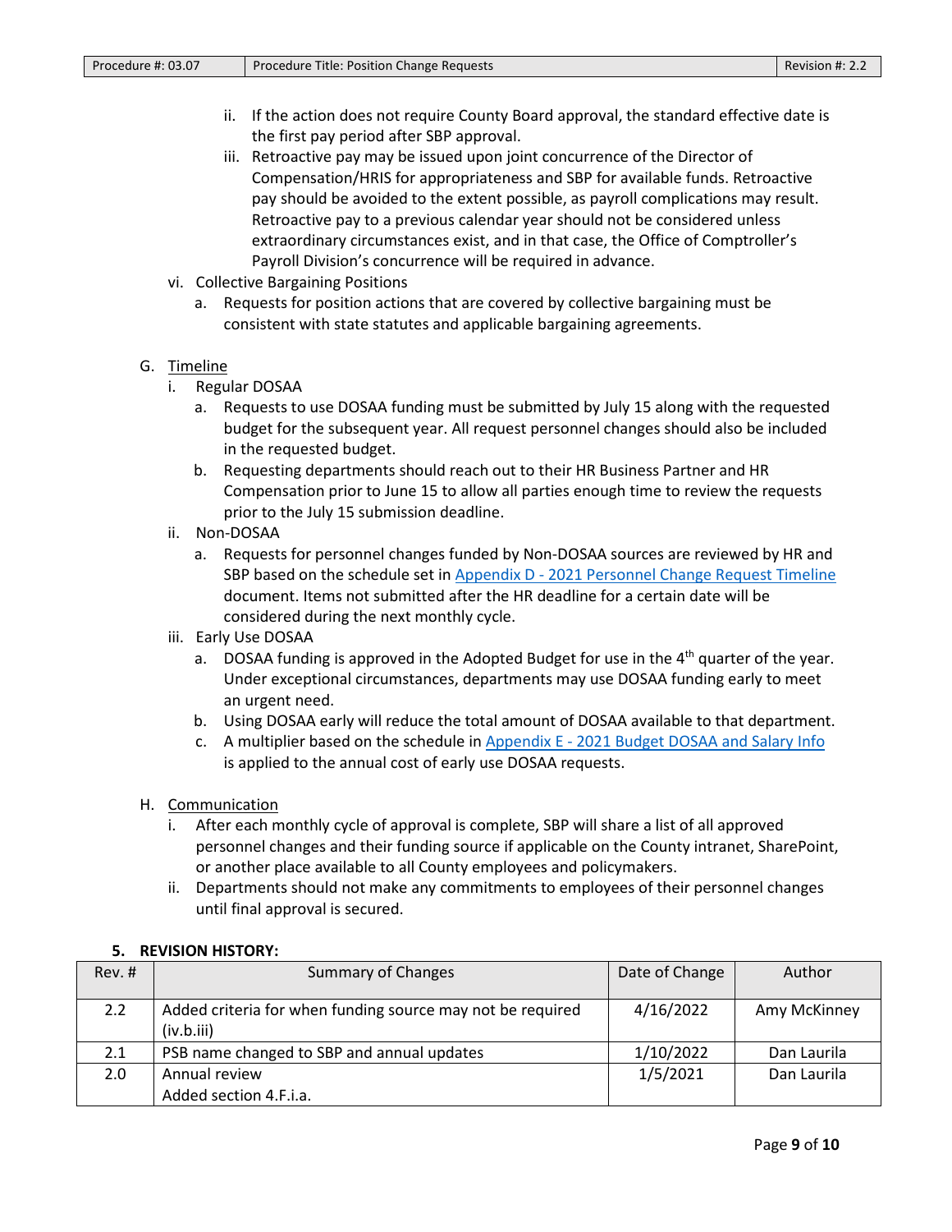ii. If the action does not require County Board approval, the standard effective date is the first pay period after SBP approval.

iii. Retroactive pay may be issued upon joint concurrence of the Director of Compensation/HRIS for appropriateness and SBP for available funds. Retroactive pay should be avoided to the extent possible, as payroll complications may result. Retroactive pay to a previous calendar year should not be considered unless extraordinary circumstances exist, and in that case, the Office of Comptroller's Payroll Division's concurrence will be required in advance.

vi. Collective Bargaining Positions

a. Requests for position actions that are covered by collective bargaining must be consistent with state statutes and applicable bargaining agreements.

G. Timeline

i. Regular DOSAA

a. Requests to use DOSAA funding must be submitted by July 15 along with the requested budget for the subsequent year. All request personnel changes should also be included in the requested budget.

b. Requesting departments should reach out to their HR Business Partner and HR Compensation prior to June 15 to allow all parties enough time to review the requests prior to the July 15 submission deadline.

ii. Non-DOSAA

a. Requests for personnel changes funded by Non-DOSAA sources are reviewed by HR and SBP based on the schedule set in Appendix D - 2021 Personnel Change Request Timeline document. Items not submitted after the HR deadline for a certain date will be considered during the next monthly cycle.

iii. Early Use DOSAA

a. DOSAA funding is approved in the Adopted Budget for use in the 4th quarter of the year. Under exceptional circumstances, departments may use DOSAA funding early to meet an urgent need.

b. Using DOSAA early will reduce the total amount of DOSAA available to that department.

c. A multiplier based on the schedule in Appendix E - 2021 Budget DOSAA and Salary Info is applied to the annual cost of early use DOSAA requests.

H. Communication

i. After each monthly cycle of approval is complete, SBP will share a list of all approved personnel changes and their funding source if applicable on the County intranet, SharePoint, or another place available to all County employees and policymakers.

ii. Departments should not make any commitments to employees of their personnel changes until final approval is secured.

**5. REVISION HISTORY:**

| Rev. # | Summary of Changes | Date of Change | Author |
|---|---|---|---|
| 2.2 | Added criteria for when funding source may not be required (iv.b.iii) | 4/16/2022 | Amy McKinney |
| 2.1 | PSB name changed to SBP and annual updates | 1/10/2022 | Dan Laurila |
| 2.0 | Annual review<br>Added section 4.F.i.a. | 1/5/2021 | Dan Laurila |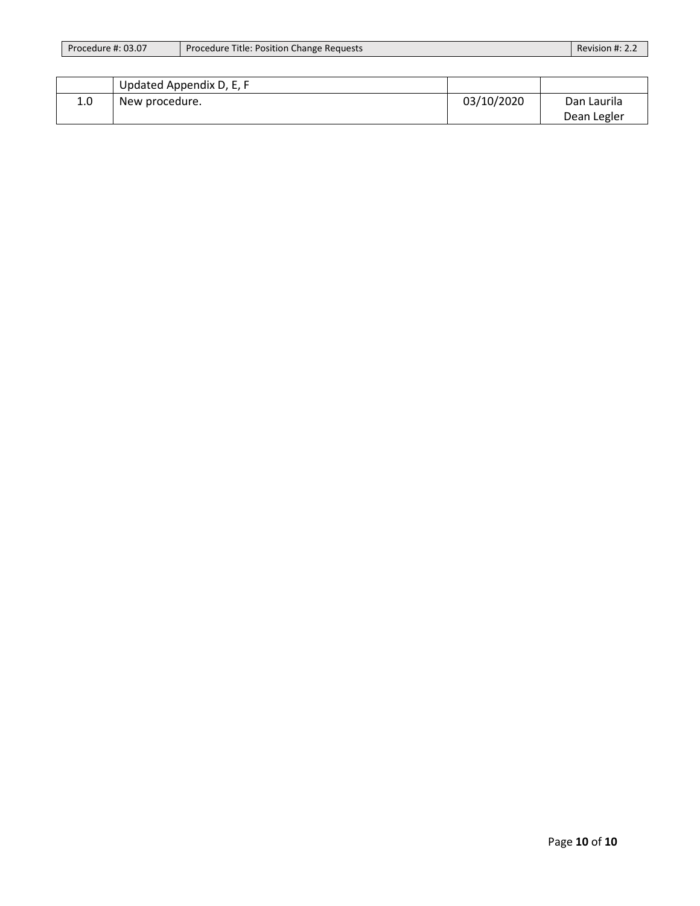| | | | |
|---|---|---|---|
| | Updated Appendix D, E, F | | |
| 1.0 | New procedure. | 03/10/2020 | Dan Laurila<br>Dean Legler |